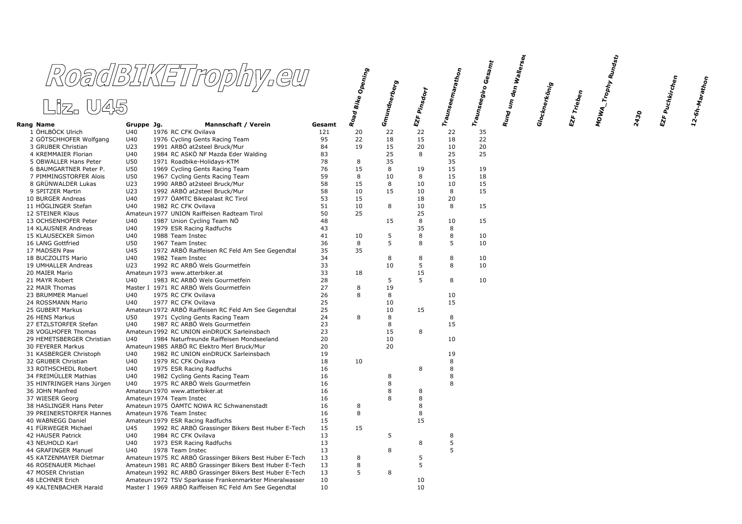# RoadBIKETrophy.eu

## Liz. U45

| Rang | Name | Gruppe | Jg. | Mannschaft / Verein | Gesamt | Road Bike Opening | Gmundnerberg | EZF Pinsdorf | Traunseemarathon | Traunseegiro Gesamt | Rund um den Wallersee | Glocknerkönig | EZF Trieben | MOWA_Trophy Rundst | 2430 | EZF Puchkirchen | 12-6h-Marathon |
|---|---|---|---|---|---|---|---|---|---|---|---|---|---|---|---|---|---|
| 1 | ÖHLBÖCK Ulrich | U40 | 1976 | RC CFK Ovilava | 121 | 20 | 22 | 22 | 22 | 35 | | | | | | | |
| 2 | GÖTSCHHOFER Wolfgang | U40 | 1976 | Cycling Gents Racing Team | 95 | 22 | 18 | 15 | 18 | 22 | | | | | | | |
| 3 | GRUBER Christian | U23 | 1991 | ARBÖ at2steel Bruck/Mur | 84 | 19 | 15 | 20 | 10 | 20 | | | | | | | |
| 4 | KREMMAIER Florian | U40 | 1984 | RC ASKÖ NF Mazda Eder Walding | 83 | | 25 | 8 | 25 | 25 | | | | | | | |
| 5 | OBWALLER Hans Peter | U50 | 1971 | Roadbike-Holidays-KTM | 78 | 8 | 35 | | 35 | | | | | | | | |
| 6 | BAUMGARTNER Peter P. | U50 | 1969 | Cycling Gents Racing Team | 76 | 15 | 8 | 19 | 15 | 19 | | | | | | | |
| 7 | PIMMINGSTORFER Alois | U50 | 1967 | Cycling Gents Racing Team | 59 | 8 | 10 | 8 | 15 | 18 | | | | | | | |
| 8 | GRÜNWALDER Lukas | U23 | 1990 | ARBÖ at2steel Bruck/Mur | 58 | 15 | 8 | 10 | 10 | 15 | | | | | | | |
| 9 | SPITZER Martin | U23 | 1992 | ARBÖ at2steel Bruck/Mur | 58 | 10 | 15 | 10 | 8 | 15 | | | | | | | |
| 10 | BURGER Andreas | U40 | 1977 | ÖAMTC Bikepalast RC Tirol | 53 | 15 | | 18 | 20 | | | | | | | | |
| 11 | HÖGLINGER Stefan | U40 | 1982 | RC CFK Ovilava | 51 | 10 | 8 | 10 | 8 | 15 | | | | | | | |
| 12 | STEINER Klaus | Amateur | 1977 | UNION Raiffeisen Radteam Tirol | 50 | 25 | | 25 | | | | | | | | | |
| 13 | OCHSENHOFER Peter | U40 | 1987 | Union Cycling Team NÖ | 48 | | 15 | 8 | 10 | 15 | | | | | | | |
| 14 | KLAUSNER Andreas | U40 | 1979 | ESR Racing Radfuchs | 43 | | | 35 | 8 | | | | | | | | |
| 15 | KLAUSECKER Simon | U40 | 1988 | Team Instec | 41 | 10 | 5 | 8 | 8 | 10 | | | | | | | |
| 16 | LANG Gottfried | U50 | 1967 | Team Instec | 36 | 8 | 5 | 8 | 5 | 10 | | | | | | | |
| 17 | MADSEN Paw | U45 | 1972 | ARBÖ Raiffeisen RC Feld Am See Gegendtal | 35 | 35 | | | | | | | | | | | |
| 18 | BUCZOLITS Mario | U40 | 1982 | Team Instec | 34 | | 8 | 8 | 8 | 10 | | | | | | | |
| 19 | UMHALLER Andreas | U23 | 1992 | RC ARBÖ Wels Gourmetfein | 33 | | 10 | 5 | 8 | 10 | | | | | | | |
| 20 | MAIER Mario | Amateur | 1973 | www.atterbiker.at | 33 | 18 | | 15 | | | | | | | | | |
| 21 | MAYR Robert | U40 | 1983 | RC ARBÖ Wels Gourmetfein | 28 | | 5 | 5 | 8 | 10 | | | | | | | |
| 22 | MAIR Thomas | Master I | 1971 | RC ARBÖ Wels Gourmetfein | 27 | 8 | 19 | | | | | | | | | | |
| 23 | BRUMMER Manuel | U40 | 1975 | RC CFK Ovilava | 26 | 8 | 8 | | 10 | | | | | | | | |
| 24 | ROSSMANN Mario | U40 | 1977 | RC CFK Ovilava | 25 | | 10 | | 15 | | | | | | | | |
| 25 | GUBERT Markus | Amateur | 1972 | ARBÖ Raiffeisen RC Feld Am See Gegendtal | 25 | | 10 | 15 | | | | | | | | | |
| 26 | HENS Markus | U50 | 1971 | Cycling Gents Racing Team | 24 | 8 | 8 | | 8 | | | | | | | | |
| 27 | ETZLSTORFER Stefan | U40 | 1987 | RC ARBÖ Wels Gourmetfein | 23 | | 8 | | 15 | | | | | | | | |
| 28 | VOGLHOFER Thomas | Amateur | 1992 | RC UNION einDRUCK Sarleinsbach | 23 | | 15 | 8 | | | | | | | | | |
| 29 | HEMETSBERGER Christian | U40 | 1984 | Naturfreunde Raiffeisen Mondseeland | 20 | | 10 | | 10 | | | | | | | | |
| 30 | FEYERER Markus | Amateur | 1985 | ARBÖ RC Elektro Merl Bruck/Mur | 20 | | 20 | | | | | | | | | | |
| 31 | KASBERGER Christoph | U40 | 1982 | RC UNION einDRUCK Sarleinsbach | 19 | | | | 19 | | | | | | | | |
| 32 | GRUBER Christian | U40 | 1979 | RC CFK Ovilava | 18 | 10 | | | 8 | | | | | | | | |
| 33 | ROTHSCHEDL Robert | U40 | 1975 | ESR Racing Radfuchs | 16 | | | 8 | 8 | | | | | | | | |
| 34 | FREIMÜLLER Mathias | U40 | 1982 | Cycling Gents Racing Team | 16 | | 8 | | 8 | | | | | | | | |
| 35 | HINTRINGER Hans Jürgen | U40 | 1975 | RC ARBÖ Wels Gourmetfein | 16 | | 8 | | 8 | | | | | | | | |
| 36 | JOHN Manfred | Amateur | 1970 | www.atterbiker.at | 16 | | 8 | 8 | | | | | | | | | |
| 37 | WIESER Georg | Amateur | 1974 | Team Instec | 16 | | 8 | 8 | | | | | | | | | |
| 38 | HASLINGER Hans Peter | Amateur | 1975 | ÖAMTC NOWA RC Schwanenstadt | 16 | 8 | | 8 | | | | | | | | | |
| 39 | PREINERSTORFER Hannes | Amateur | 1976 | Team Instec | 16 | 8 | | 8 | | | | | | | | | |
| 40 | WABNEGG Daniel | Amateur | 1979 | ESR Racing Radfuchs | 15 | | | 15 | | | | | | | | | |
| 41 | FÜRWEGER Michael | U45 | 1992 | RC ARBÖ Grassinger Bikers Best Huber E-Tech | 15 | 15 | | | | | | | | | | | |
| 42 | HAUSER Patrick | U40 | 1984 | RC CFK Ovilava | 13 | | 5 | | 8 | | | | | | | | |
| 43 | NEUHOLD Karl | U40 | 1973 | ESR Racing Radfuchs | 13 | | | 8 | 5 | | | | | | | | |
| 44 | GRAFINGER Manuel | U40 | 1978 | Team Instec | 13 | | 8 | | 5 | | | | | | | | |
| 45 | KATZENMAYER Dietmar | Amateur | 1975 | RC ARBÖ Grassinger Bikers Best Huber E-Tech | 13 | 8 | | 5 | | | | | | | | | |
| 46 | ROSENAUER Michael | Amateur | 1981 | RC ARBÖ Grassinger Bikers Best Huber E-Tech | 13 | 8 | | 5 | | | | | | | | | |
| 47 | MOSER Christian | Amateur | 1992 | RC ARBÖ Grassinger Bikers Best Huber E-Tech | 13 | 5 | 8 | | | | | | | | | | |
| 48 | LECHNER Erich | Amateur | 1972 | TSV Sparkasse Frankenmarkter Mineralwasser | 10 | | | 10 | | | | | | | | | |
| 49 | KALTENBACHER Harald | Master I | 1969 | ARBÖ Raiffeisen RC Feld Am See Gegendtal | 10 | | | 10 | | | | | | | | | |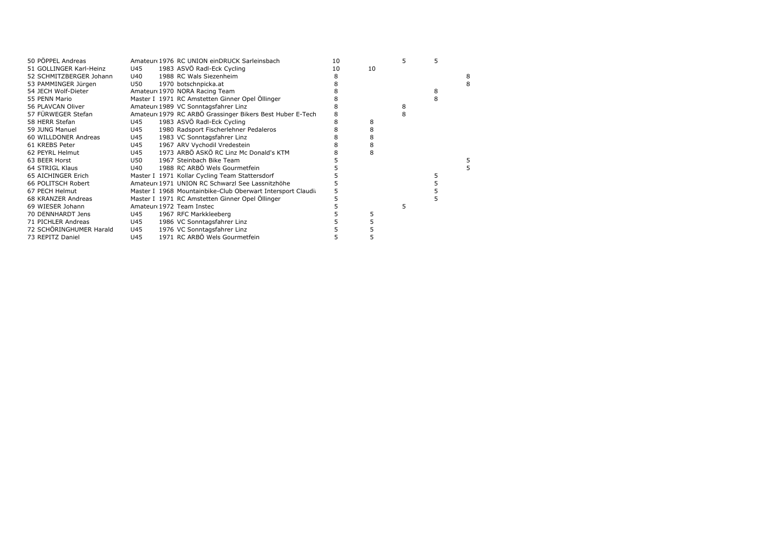| Rank | Name | Category | Year | Club | Total | | | | |
|---|---|---|---|---|---|---|---|---|---|
| 50 | PÖPPEL Andreas | Amateur( | 1976 | RC UNION einDRUCK Sarleinsbach | 10 | | 5 | 5 | |
| 51 | GOLLINGER Karl-Heinz | U45 | 1983 | ASVÖ Radl-Eck Cycling | 10 | 10 | | | |
| 52 | SCHMITZBERGER Johann | U40 | 1988 | RC Wals Siezenheim | 8 | | | | 8 |
| 53 | PAMMINGER Jürgen | U50 | 1970 | botschnpicka.at | 8 | | | | 8 |
| 54 | JECH Wolf-Dieter | Amateur( | 1970 | NORA Racing Team | 8 | | | 8 | |
| 55 | PENN Mario | Master I | 1971 | RC Amstetten Ginner Opel Öllinger | 8 | | | 8 | |
| 56 | PLAVCAN Oliver | Amateur( | 1989 | VC Sonntagsfahrer Linz | 8 | | 8 | | |
| 57 | FÜRWEGER Stefan | Amateur( | 1979 | RC ARBÖ Grassinger Bikers Best Huber E-Tech | 8 | | 8 | | |
| 58 | HERR Stefan | U45 | 1983 | ASVÖ Radl-Eck Cycling | 8 | 8 | | | |
| 59 | JUNG Manuel | U45 | 1980 | Radsport Fischerlehner Pedaleros | 8 | 8 | | | |
| 60 | WILLDONER Andreas | U45 | 1983 | VC Sonntagsfahrer Linz | 8 | 8 | | | |
| 61 | KREBS Peter | U45 | 1967 | ARV Vychodil Vredestein | 8 | 8 | | | |
| 62 | PEYRL Helmut | U45 | 1973 | ARBÖ ASKÖ RC Linz Mc Donald's KTM | 8 | 8 | | | |
| 63 | BEER Horst | U50 | 1967 | Steinbach Bike Team | 5 | | | | 5 |
| 64 | STRIGL Klaus | U40 | 1988 | RC ARBÖ Wels Gourmetfein | 5 | | | | 5 |
| 65 | AICHINGER Erich | Master I | 1971 | Kollar Cycling Team Stattersdorf | 5 | | | 5 | |
| 66 | POLITSCH Robert | Amateur( | 1971 | UNION RC Schwarzl See Lassnitzhöhe | 5 | | | 5 | |
| 67 | PECH Helmut | Master I | 1968 | Mountainbike-Club Oberwart Intersport Claudi | 5 | | | 5 | |
| 68 | KRANZER Andreas | Master I | 1971 | RC Amstetten Ginner Opel Öllinger | 5 | | | 5 | |
| 69 | WIESER Johann | Amateur( | 1972 | Team Instec | 5 | | 5 | | |
| 70 | DENNHARDT Jens | U45 | 1967 | RFC Markkleeberg | 5 | 5 | | | |
| 71 | PICHLER Andreas | U45 | 1986 | VC Sonntagsfahrer Linz | 5 | 5 | | | |
| 72 | SCHÖRINGHUMER Harald | U45 | 1976 | VC Sonntagsfahrer Linz | 5 | 5 | | | |
| 73 | REPITZ Daniel | U45 | 1971 | RC ARBÖ Wels Gourmetfein | 5 | 5 | | | |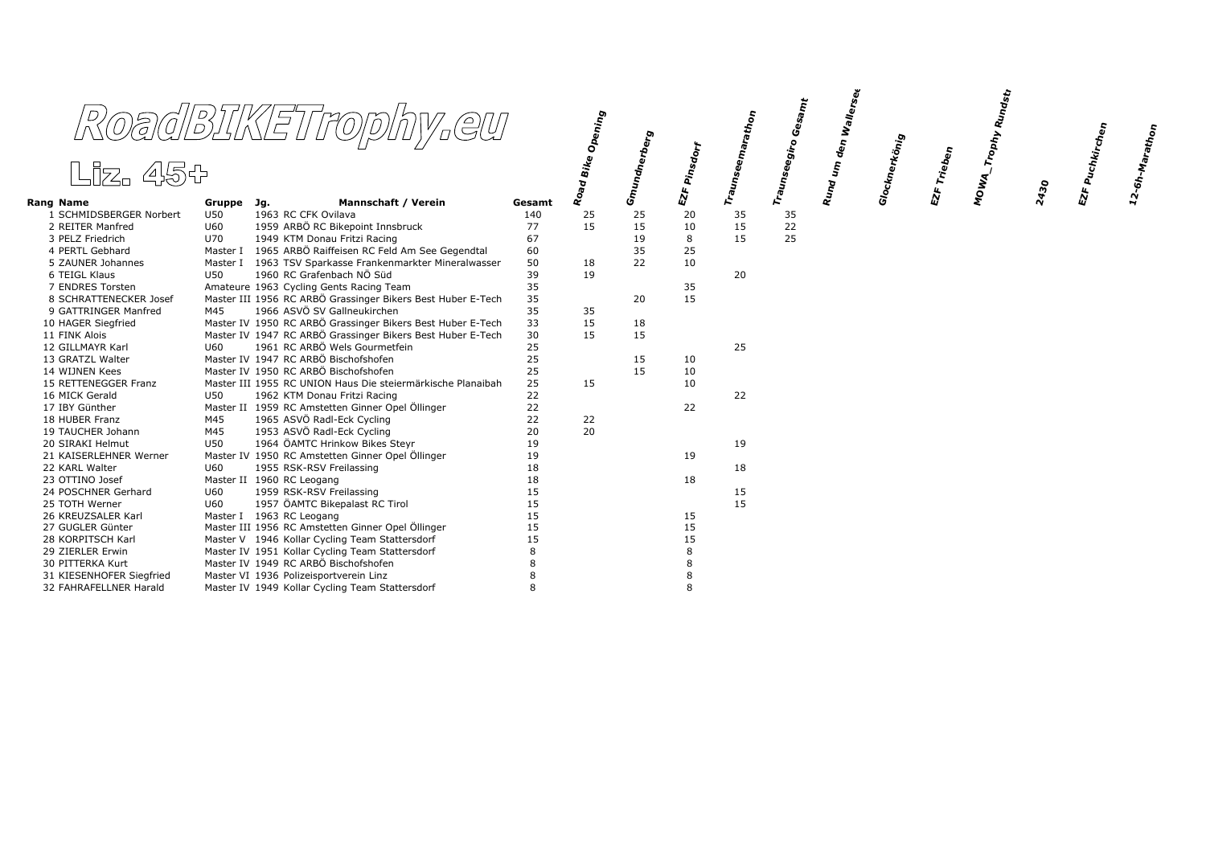# RoadBIKETrophy.eu

## Liz. 45+

| Rang | Name | Gruppe | Jg. | Mannschaft / Verein | Gesamt | Road Bike Opening | Gmundnerberg | EZF Pinsdorf | Traunseemarathon | Traunseegiro Gesamt | Rund um den Wallersee | Glocknerkönig | EZF Trieben | MOWA_Trophy Rundst | 2430 | EZF Puchkirchen | 12-6h-Marathon |
|---|---|---|---|---|---|---|---|---|---|---|---|---|---|---|---|---|---|
| 1 | SCHMIDSBERGER Norbert | U50 | 1963 | RC CFK Ovilava | 140 | 25 | 25 | 20 | 35 | 35 | | | | | | | |
| 2 | REITER Manfred | U60 | 1959 | ARBÖ RC Bikepoint Innsbruck | 77 | 15 | 15 | 10 | 15 | 22 | | | | | | | |
| 3 | PELZ Friedrich | U70 | 1949 | KTM Donau Fritzi Racing | 67 | | 19 | 8 | 15 | 25 | | | | | | | |
| 4 | PERTL Gebhard | Master I | 1965 | ARBÖ Raiffeisen RC Feld Am See Gegendtal | 60 | | 35 | 25 | | | | | | | | | |
| 5 | ZAUNER Johannes | Master I | 1963 | TSV Sparkasse Frankenmarkter Mineralwasser | 50 | 18 | 22 | 10 | | | | | | | | | |
| 6 | TEIGL Klaus | U50 | 1960 | RC Grafenbach NÖ Süd | 39 | 19 | | | 20 | | | | | | | | |
| 7 | ENDRES Torsten | Amateure | 1963 | Cycling Gents Racing Team | 35 | | | 35 | | | | | | | | | |
| 8 | SCHRATTENECKER Josef | Master III | 1956 | RC ARBÖ Grassinger Bikers Best Huber E-Tech | 35 | | 20 | 15 | | | | | | | | | |
| 9 | GATTRINGER Manfred | M45 | 1966 | ASVÖ SV Gallneukirchen | 35 | 35 | | | | | | | | | | | |
| 10 | HAGER Siegfried | Master IV | 1950 | RC ARBÖ Grassinger Bikers Best Huber E-Tech | 33 | 15 | 18 | | | | | | | | | | |
| 11 | FINK Alois | Master IV | 1947 | RC ARBÖ Grassinger Bikers Best Huber E-Tech | 30 | 15 | 15 | | | | | | | | | | |
| 12 | GILLMAYR Karl | U60 | 1961 | RC ARBÖ Wels Gourmetfein | 25 | | | | 25 | | | | | | | | |
| 13 | GRATZL Walter | Master IV | 1947 | RC ARBÖ Bischofshofen | 25 | | 15 | 10 | | | | | | | | | |
| 14 | WIJNEN Kees | Master IV | 1950 | RC ARBÖ Bischofshofen | 25 | | 15 | 10 | | | | | | | | | |
| 15 | RETTENEGGER Franz | Master III | 1955 | RC UNION Haus Die steiermärkische Planaibah | 25 | 15 | | 10 | | | | | | | | | |
| 16 | MICK Gerald | U50 | 1962 | KTM Donau Fritzi Racing | 22 | | | | 22 | | | | | | | | |
| 17 | IBY Günther | Master II | 1959 | RC Amstetten Ginner Opel Öllinger | 22 | | | 22 | | | | | | | | | |
| 18 | HUBER Franz | M45 | 1965 | ASVÖ Radl-Eck Cycling | 22 | 22 | | | | | | | | | | | |
| 19 | TAUCHER Johann | M45 | 1953 | ASVÖ Radl-Eck Cycling | 20 | 20 | | | | | | | | | | | |
| 20 | SIRAKI Helmut | U50 | 1964 | ÖAMTC Hrinkow Bikes Steyr | 19 | | | | 19 | | | | | | | | |
| 21 | KAISERLEHNER Werner | Master IV | 1950 | RC Amstetten Ginner Opel Öllinger | 19 | | | 19 | | | | | | | | | |
| 22 | KARL Walter | U60 | 1955 | RSK-RSV Freilassing | 18 | | | | 18 | | | | | | | | |
| 23 | OTTINO Josef | Master II | 1960 | RC Leogang | 18 | | | 18 | | | | | | | | | |
| 24 | POSCHNER Gerhard | U60 | 1959 | RSK-RSV Freilassing | 15 | | | | 15 | | | | | | | | |
| 25 | TOTH Werner | U60 | 1957 | ÖAMTC Bikepalast RC Tirol | 15 | | | | 15 | | | | | | | | |
| 26 | KREUZSALER Karl | Master I | 1963 | RC Leogang | 15 | | | 15 | | | | | | | | | |
| 27 | GUGLER Günter | Master III | 1956 | RC Amstetten Ginner Opel Öllinger | 15 | | | 15 | | | | | | | | | |
| 28 | KORPITSCH Karl | Master V | 1946 | Kollar Cycling Team Stattersdorf | 15 | | | 15 | | | | | | | | | |
| 29 | ZIERLER Erwin | Master IV | 1951 | Kollar Cycling Team Stattersdorf | 8 | | | 8 | | | | | | | | | |
| 30 | PITTERKA Kurt | Master IV | 1949 | RC ARBÖ Bischofshofen | 8 | | | 8 | | | | | | | | | |
| 31 | KIESENHOFER Siegfried | Master VI | 1936 | Polizeisportverein Linz | 8 | | | 8 | | | | | | | | | |
| 32 | FAHRAFELLNER Harald | Master IV | 1949 | Kollar Cycling Team Stattersdorf | 8 | | | 8 | | | | | | | | | |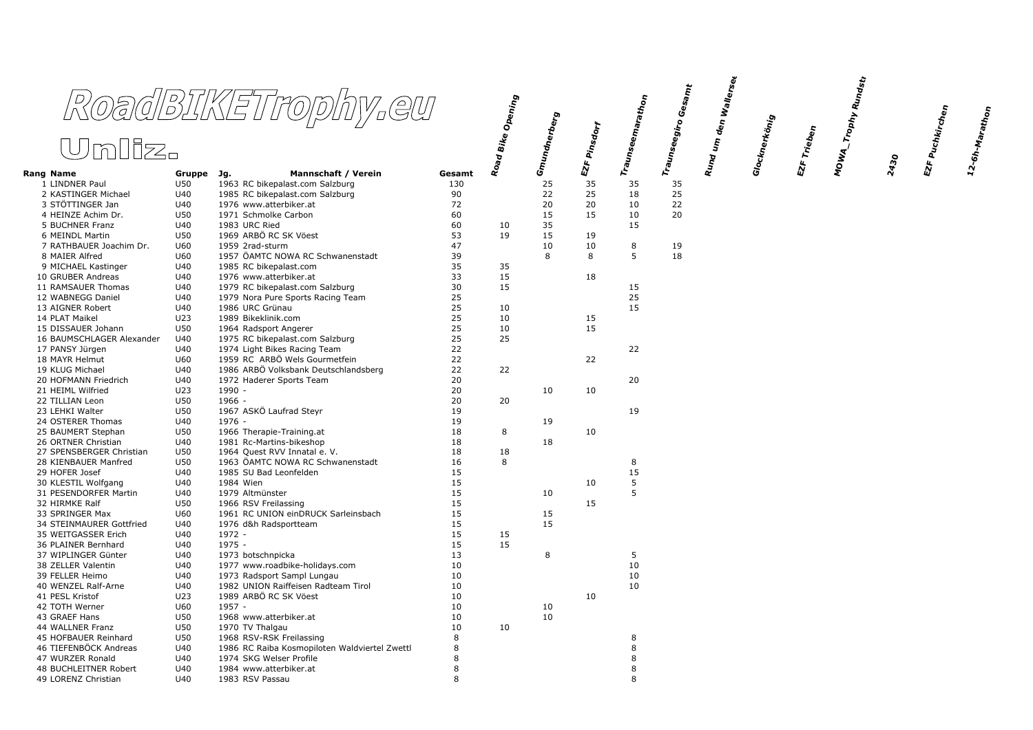# RoadBIKETrophy.eu

## Unliz.

| Rang | Name | Gruppe | Jg. | Mannschaft / Verein | Gesamt | Road Bike Opening | Gmundnerberg | EZF Pinsdorf | Traunseemarathon | Traunseegiro Gesamt | Rund um den Wallersee | Glocknerkönig | EZF Trieben | MOWA_Trophy Rundst | 2430 | EZF Puchkirchen | 12-6h-Marathon |
|---|---|---|---|---|---|---|---|---|---|---|---|---|---|---|---|---|---|
| 1 | LINDNER Paul | U50 | 1963 | RC bikepalast.com Salzburg | 130 | | 25 | 35 | 35 | 35 | | | | | | | |
| 2 | KASTINGER Michael | U40 | 1985 | RC bikepalast.com Salzburg | 90 | | 22 | 25 | 18 | 25 | | | | | | | |
| 3 | STÖTTINGER Jan | U40 | 1976 | www.atterbiker.at | 72 | | 20 | 20 | 10 | 22 | | | | | | | |
| 4 | HEINZE Achim Dr. | U50 | 1971 | Schmolke Carbon | 60 | | 15 | 15 | 10 | 20 | | | | | | | |
| 5 | BUCHNER Franz | U40 | 1983 | URC Ried | 60 | 10 | 35 | | 15 | | | | | | | | |
| 6 | MEINDL Martin | U50 | 1969 | ARBÖ RC SK Vöest | 53 | 19 | 15 | 19 | | | | | | | | | |
| 7 | RATHBAUER Joachim Dr. | U60 | 1959 | 2rad-sturm | 47 | | 10 | 10 | 8 | 19 | | | | | | | |
| 8 | MAIER Alfred | U60 | 1957 | ÖAMTC NOWA RC Schwanenstadt | 39 | | 8 | 8 | 5 | 18 | | | | | | | |
| 9 | MICHAEL Kastinger | U40 | 1985 | RC bikepalast.com | 35 | 35 | | | | | | | | | | | |
| 10 | GRUBER Andreas | U40 | 1976 | www.atterbiker.at | 33 | 15 | | 18 | | | | | | | | | |
| 11 | RAMSAUER Thomas | U40 | 1979 | RC bikepalast.com Salzburg | 30 | 15 | | | 15 | | | | | | | | |
| 12 | WABNEGG Daniel | U40 | 1979 | Nora Pure Sports Racing Team | 25 | | | | 25 | | | | | | | | |
| 13 | AIGNER Robert | U40 | 1986 | URC Grünau | 25 | 10 | | | 15 | | | | | | | | |
| 14 | PLAT Maikel | U23 | 1989 | Bikeklinik.com | 25 | 10 | | 15 | | | | | | | | | |
| 15 | DISSAUER Johann | U50 | 1964 | Radsport Angerer | 25 | 10 | | 15 | | | | | | | | | |
| 16 | BAUMSCHLAGER Alexander | U40 | 1975 | RC bikepalast.com Salzburg | 25 | 25 | | | | | | | | | | | |
| 17 | PANSY Jürgen | U40 | 1974 | Light Bikes Racing Team | 22 | | | | 22 | | | | | | | | |
| 18 | MAYR Helmut | U60 | 1959 | RC ARBÖ Wels Gourmetfein | 22 | | | 22 | | | | | | | | | |
| 19 | KLUG Michael | U40 | 1986 | ARBÖ Volksbank Deutschlandsberg | 22 | 22 | | | | | | | | | | | |
| 20 | HOFMANN Friedrich | U40 | 1972 | Haderer Sports Team | 20 | | | | 20 | | | | | | | | |
| 21 | HEIML Wilfried | U23 | 1990 | - | 20 | | 10 | 10 | | | | | | | | | |
| 22 | TILLIAN Leon | U50 | 1966 | - | 20 | 20 | | | | | | | | | | | |
| 23 | LEHKI Walter | U50 | 1967 | ASKÖ Laufrad Steyr | 19 | | | | 19 | | | | | | | | |
| 24 | OSTERER Thomas | U40 | 1976 | - | 19 | | 19 | | | | | | | | | | |
| 25 | BAUMERT Stephan | U50 | 1966 | Therapie-Training.at | 18 | 8 | | 10 | | | | | | | | | |
| 26 | ORTNER Christian | U40 | 1981 | Rc-Martins-bikeshop | 18 | | 18 | | | | | | | | | | |
| 27 | SPENSBERGER Christian | U50 | 1964 | Quest RVV Innatal e. V. | 18 | 18 | | | | | | | | | | | |
| 28 | KIENBAUER Manfred | U50 | 1963 | ÖAMTC NOWA RC Schwanenstadt | 16 | 8 | | | 8 | | | | | | | | |
| 29 | HOFER Josef | U40 | 1985 | SU Bad Leonfelden | 15 | | | | 15 | | | | | | | | |
| 30 | KLESTIL Wolfgang | U40 | 1984 | Wien | 15 | | | 10 | 5 | | | | | | | | |
| 31 | PESENDORFER Martin | U40 | 1979 | Altmünster | 15 | | 10 | | 5 | | | | | | | | |
| 32 | HIRMKE Ralf | U50 | 1966 | RSV Freilassing | 15 | | | 15 | | | | | | | | | |
| 33 | SPRINGER Max | U60 | 1961 | RC UNION einDRUCK Sarleinsbach | 15 | | 15 | | | | | | | | | | |
| 34 | STEINMAURER Gottfried | U40 | 1976 | d&h Radsportteam | 15 | | 15 | | | | | | | | | | |
| 35 | WEITGASSER Erich | U40 | 1972 | - | 15 | 15 | | | | | | | | | | | |
| 36 | PLAINER Bernhard | U40 | 1975 | - | 15 | 15 | | | | | | | | | | | |
| 37 | WIPLINGER Günter | U40 | 1973 | botschnpicka | 13 | | 8 | | 5 | | | | | | | | |
| 38 | ZELLER Valentin | U40 | 1977 | www.roadbike-holidays.com | 10 | | | | 10 | | | | | | | | |
| 39 | FELLER Heimo | U40 | 1973 | Radsport Sampl Lungau | 10 | | | | 10 | | | | | | | | |
| 40 | WENZEL Ralf-Arne | U40 | 1982 | UNION Raiffeisen Radteam Tirol | 10 | | | | 10 | | | | | | | | |
| 41 | PESL Kristof | U23 | 1989 | ARBÖ RC SK Vöest | 10 | | | 10 | | | | | | | | | |
| 42 | TOTH Werner | U60 | 1957 | - | 10 | | 10 | | | | | | | | | | |
| 43 | GRAEF Hans | U50 | 1968 | www.atterbiker.at | 10 | | 10 | | | | | | | | | | |
| 44 | WALLNER Franz | U50 | 1970 | TV Thalgau | 10 | 10 | | | | | | | | | | | |
| 45 | HOFBAUER Reinhard | U50 | 1968 | RSV-RSK Freilassing | 8 | | | | 8 | | | | | | | | |
| 46 | TIEFENBÖCK Andreas | U40 | 1986 | RC Raiba Kosmopiloten Waldviertel Zwettl | 8 | | | | 8 | | | | | | | | |
| 47 | WURZER Ronald | U40 | 1974 | SKG Welser Profile | 8 | | | | 8 | | | | | | | | |
| 48 | BUCHLEITNER Robert | U40 | 1984 | www.atterbiker.at | 8 | | | | 8 | | | | | | | | |
| 49 | LORENZ Christian | U40 | 1983 | RSV Passau | 8 | | | | 8 | | | | | | | | |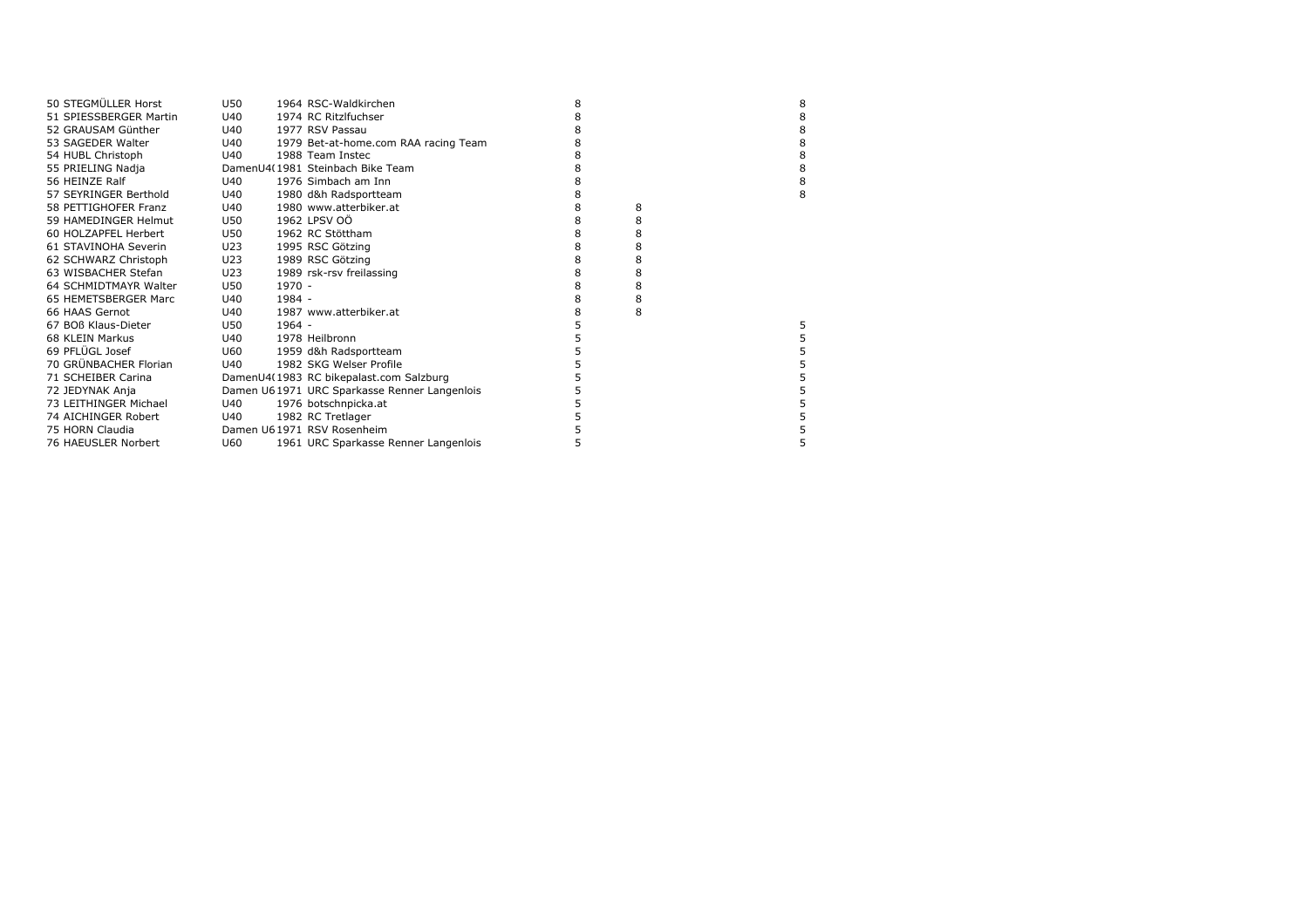| | | | | | | |
|---|---|---|---|---|---|---|
| 50 STEGMÜLLER Horst | U50 | 1964 | RSC-Waldkirchen | 8 | | 8 |
| 51 SPIESSBERGER Martin | U40 | 1974 | RC Ritzlfuchser | 8 | | 8 |
| 52 GRAUSAM Günther | U40 | 1977 | RSV Passau | 8 | | 8 |
| 53 SAGEDER Walter | U40 | 1979 | Bet-at-home.com RAA racing Team | 8 | | 8 |
| 54 HUBL Christoph | U40 | 1988 | Team Instec | 8 | | 8 |
| 55 PRIELING Nadja | DamenU4( | 1981 | Steinbach Bike Team | 8 | | 8 |
| 56 HEINZE Ralf | U40 | 1976 | Simbach am Inn | 8 | | 8 |
| 57 SEYRINGER Berthold | U40 | 1980 | d&h Radsportteam | 8 | | 8 |
| 58 PETTIGHOFER Franz | U40 | 1980 | www.atterbiker.at | 8 | 8 | |
| 59 HAMEDINGER Helmut | U50 | 1962 | LPSV OÖ | 8 | 8 | |
| 60 HOLZAPFEL Herbert | U50 | 1962 | RC Stöttham | 8 | 8 | |
| 61 STAVINOHA Severin | U23 | 1995 | RSC Götzing | 8 | 8 | |
| 62 SCHWARZ Christoph | U23 | 1989 | RSC Götzing | 8 | 8 | |
| 63 WISBACHER Stefan | U23 | 1989 | rsk-rsv freilassing | 8 | 8 | |
| 64 SCHMIDTMAYR Walter | U50 | 1970 | - | 8 | 8 | |
| 65 HEMETSBERGER Marc | U40 | 1984 | - | 8 | 8 | |
| 66 HAAS Gernot | U40 | 1987 | www.atterbiker.at | 8 | 8 | |
| 67 BOß Klaus-Dieter | U50 | 1964 | - | 5 | | 5 |
| 68 KLEIN Markus | U40 | 1978 | Heilbronn | 5 | | 5 |
| 69 PFLÜGL Josef | U60 | 1959 | d&h Radsportteam | 5 | | 5 |
| 70 GRÜNBACHER Florian | U40 | 1982 | SKG Welser Profile | 5 | | 5 |
| 71 SCHEIBER Carina | DamenU4( | 1983 | RC bikepalast.com Salzburg | 5 | | 5 |
| 72 JEDYNAK Anja | Damen U6 | 1971 | URC Sparkasse Renner Langenlois | 5 | | 5 |
| 73 LEITHINGER Michael | U40 | 1976 | botschnpicka.at | 5 | | 5 |
| 74 AICHINGER Robert | U40 | 1982 | RC Tretlager | 5 | | 5 |
| 75 HORN Claudia | Damen U6 | 1971 | RSV Rosenheim | 5 | | 5 |
| 76 HAEUSLER Norbert | U60 | 1961 | URC Sparkasse Renner Langenlois | 5 | | 5 |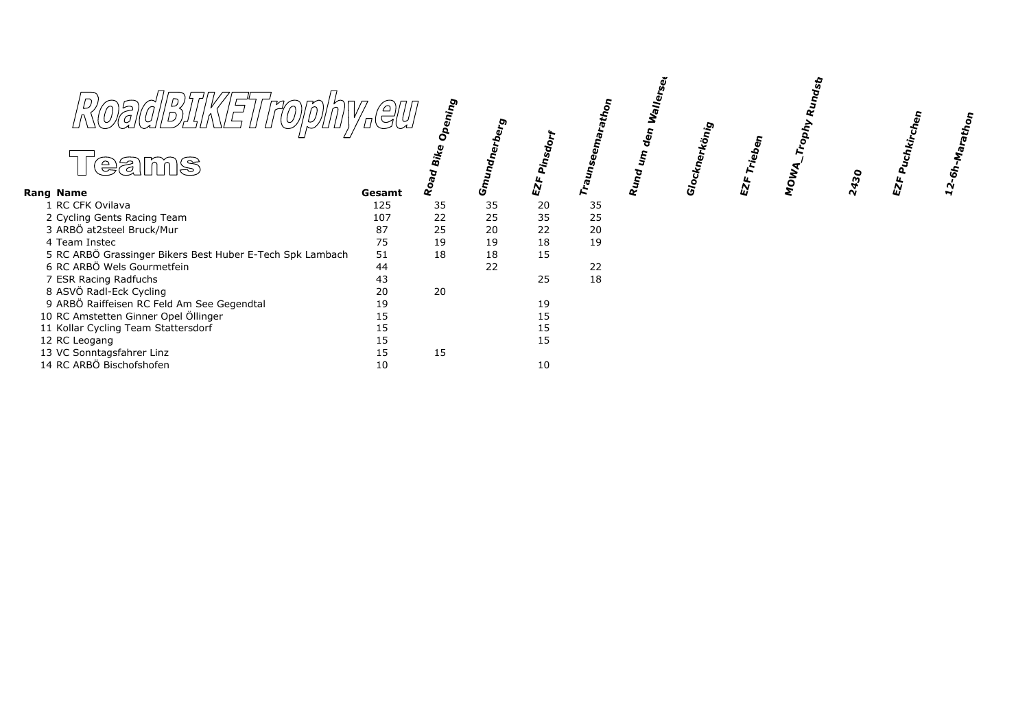# RoadBIKETrophy.eu

## Teams

| Rang | Name | Gesamt | Road Bike Opening | Gmundnerberg | EZF Pinsdorf | Traunseemarathon | Rund um den Wallersee | Glocknerkönig | EZF Trieben | MOWA_Trophy Rundstr | 2430 | EZF Puchkirchen | 12-6h-Marathon |
|---|---|---|---|---|---|---|---|---|---|---|---|---|---|
| 1 | RC CFK Ovilava | 125 | 35 | 35 | 20 | 35 | | | | | | | |
| 2 | Cycling Gents Racing Team | 107 | 22 | 25 | 35 | 25 | | | | | | | |
| 3 | ARBÖ at2steel Bruck/Mur | 87 | 25 | 20 | 22 | 20 | | | | | | | |
| 4 | Team Instec | 75 | 19 | 19 | 18 | 19 | | | | | | | |
| 5 | RC ARBÖ Grassinger Bikers Best Huber E-Tech Spk Lambach | 51 | 18 | 18 | 15 | | | | | | | | |
| 6 | RC ARBÖ Wels Gourmetfein | 44 | | 22 | | 22 | | | | | | | |
| 7 | ESR Racing Radfuchs | 43 | | | 25 | 18 | | | | | | | |
| 8 | ASVÖ Radl-Eck Cycling | 20 | 20 | | | | | | | | | | |
| 9 | ARBÖ Raiffeisen RC Feld Am See Gegendtal | 19 | | | 19 | | | | | | | | |
| 10 | RC Amstetten Ginner Opel Öllinger | 15 | | | 15 | | | | | | | | |
| 11 | Kollar Cycling Team Stattersdorf | 15 | | | 15 | | | | | | | | |
| 12 | RC Leogang | 15 | | | 15 | | | | | | | | |
| 13 | VC Sonntagsfahrer Linz | 15 | 15 | | | | | | | | | | |
| 14 | RC ARBÖ Bischofshofen | 10 | | | 10 | | | | | | | | |